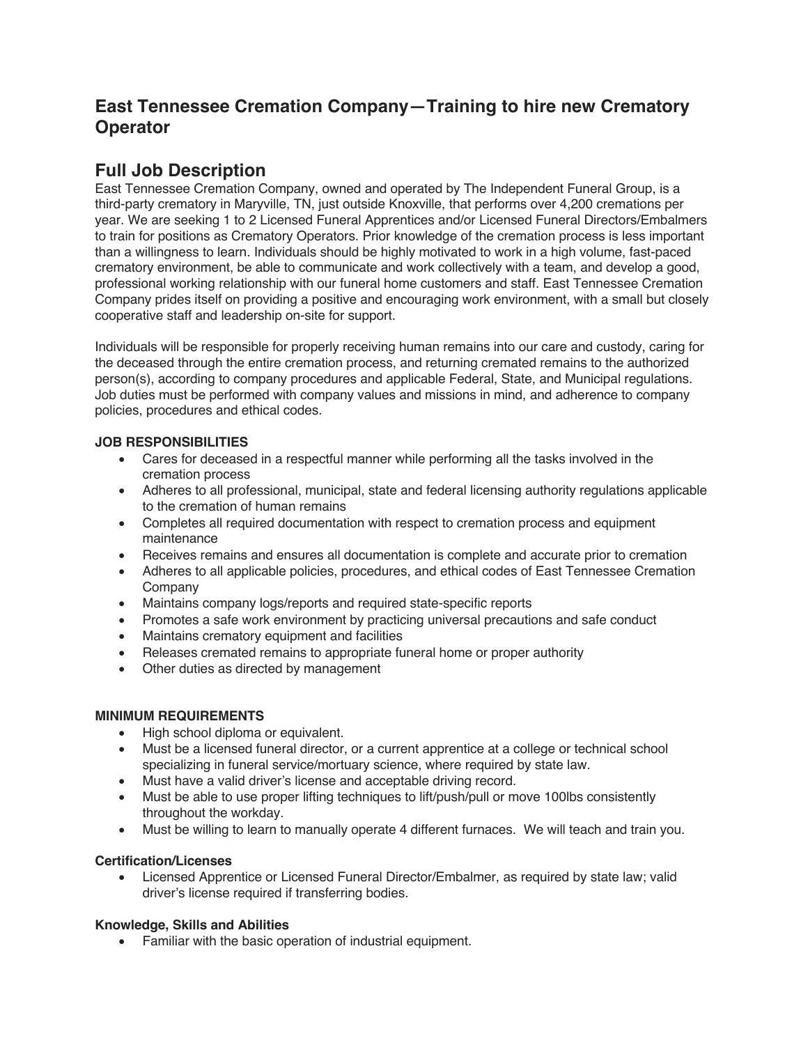## East Tennessee Cremation Company—Training to hire new Crematory Operator

## Full Job Description

East Tennessee Cremation Company, owned and operated by The Independent Funeral Group, is a third-party crematory in Maryville, TN, just outside Knoxville, that performs over 4,200 cremations per year. We are seeking 1 to 2 Licensed Funeral Apprentices and/or Licensed Funeral Directors/Embalmers to train for positions as Crematory Operators. Prior knowledge of the cremation process is less important than a willingness to learn. Individuals should be highly motivated to work in a high volume, fast-paced crematory environment, be able to communicate and work collectively with a team, and develop a good, professional working relationship with our funeral home customers and staff. East Tennessee Cremation Company prides itself on providing a positive and encouraging work environment, with a small but closely cooperative staff and leadership on-site for support.

Individuals will be responsible for properly receiving human remains into our care and custody, caring for the deceased through the entire cremation process, and returning cremated remains to the authorized person(s), according to company procedures and applicable Federal, State, and Municipal regulations. Job duties must be performed with company values and missions in mind, and adherence to company policies, procedures and ethical codes.

**JOB RESPONSIBILITIES**

- Cares for deceased in a respectful manner while performing all the tasks involved in the cremation process
- Adheres to all professional, municipal, state and federal licensing authority regulations applicable to the cremation of human remains
- Completes all required documentation with respect to cremation process and equipment maintenance
- Receives remains and ensures all documentation is complete and accurate prior to cremation
- Adheres to all applicable policies, procedures, and ethical codes of East Tennessee Cremation Company
- Maintains company logs/reports and required state-specific reports
- Promotes a safe work environment by practicing universal precautions and safe conduct
- Maintains crematory equipment and facilities
- Releases cremated remains to appropriate funeral home or proper authority
- Other duties as directed by management

**MINIMUM REQUIREMENTS**

- High school diploma or equivalent.
- Must be a licensed funeral director, or a current apprentice at a college or technical school specializing in funeral service/mortuary science, where required by state law.
- Must have a valid driver's license and acceptable driving record.
- Must be able to use proper lifting techniques to lift/push/pull or move 100lbs consistently throughout the workday.
- Must be willing to learn to manually operate 4 different furnaces. We will teach and train you.

**Certification/Licenses**

- Licensed Apprentice or Licensed Funeral Director/Embalmer, as required by state law; valid driver's license required if transferring bodies.

**Knowledge, Skills and Abilities**

- Familiar with the basic operation of industrial equipment.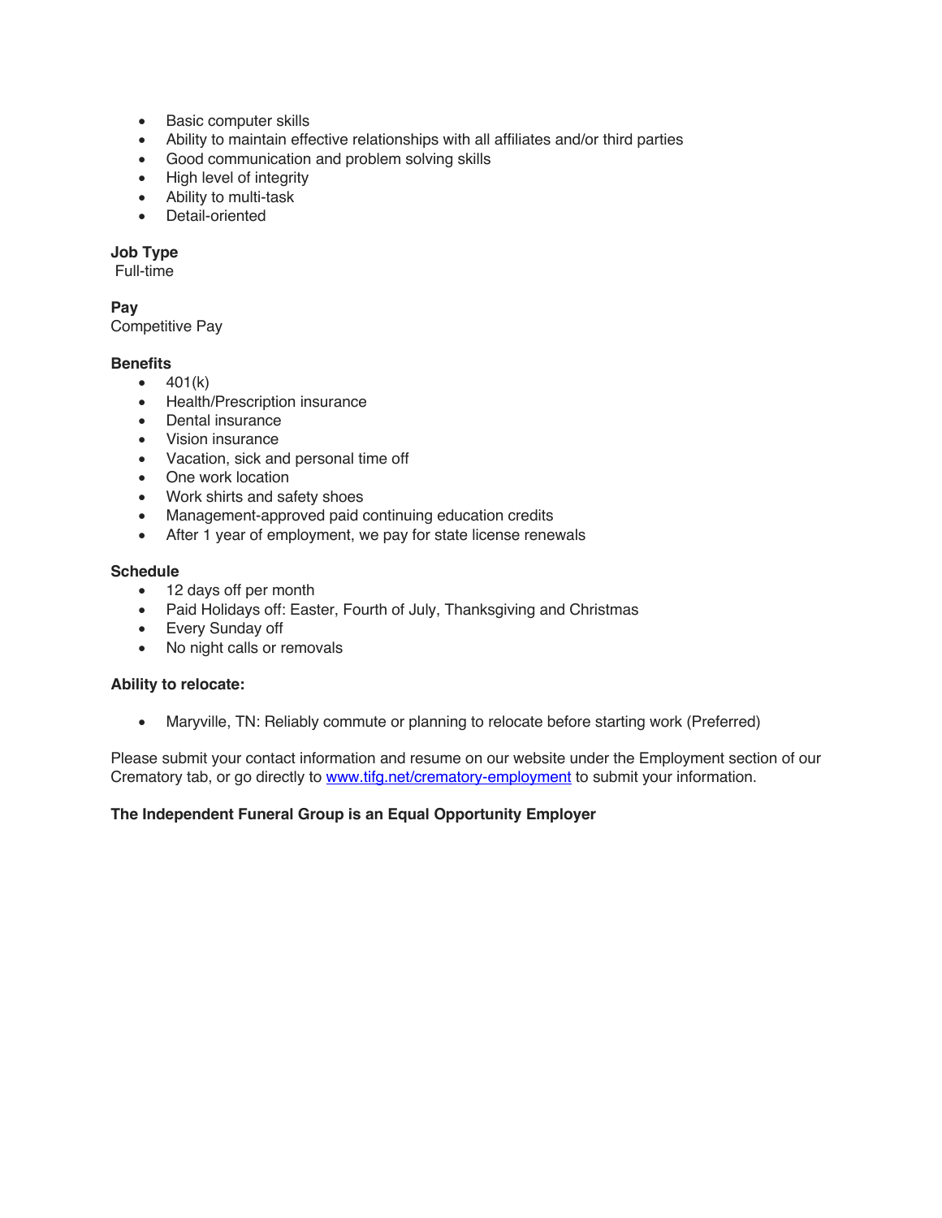- Basic computer skills
- Ability to maintain effective relationships with all affiliates and/or third parties
- Good communication and problem solving skills
- High level of integrity
- Ability to multi-task
- Detail-oriented

**Job Type**
Full-time

**Pay**
Competitive Pay

**Benefits**

- 401(k)
- Health/Prescription insurance
- Dental insurance
- Vision insurance
- Vacation, sick and personal time off
- One work location
- Work shirts and safety shoes
- Management-approved paid continuing education credits
- After 1 year of employment, we pay for state license renewals

**Schedule**

- 12 days off per month
- Paid Holidays off: Easter, Fourth of July, Thanksgiving and Christmas
- Every Sunday off
- No night calls or removals

**Ability to relocate:**

- Maryville, TN: Reliably commute or planning to relocate before starting work (Preferred)

Please submit your contact information and resume on our website under the Employment section of our Crematory tab, or go directly to www.tifg.net/crematory-employment to submit your information.

**The Independent Funeral Group is an Equal Opportunity Employer**